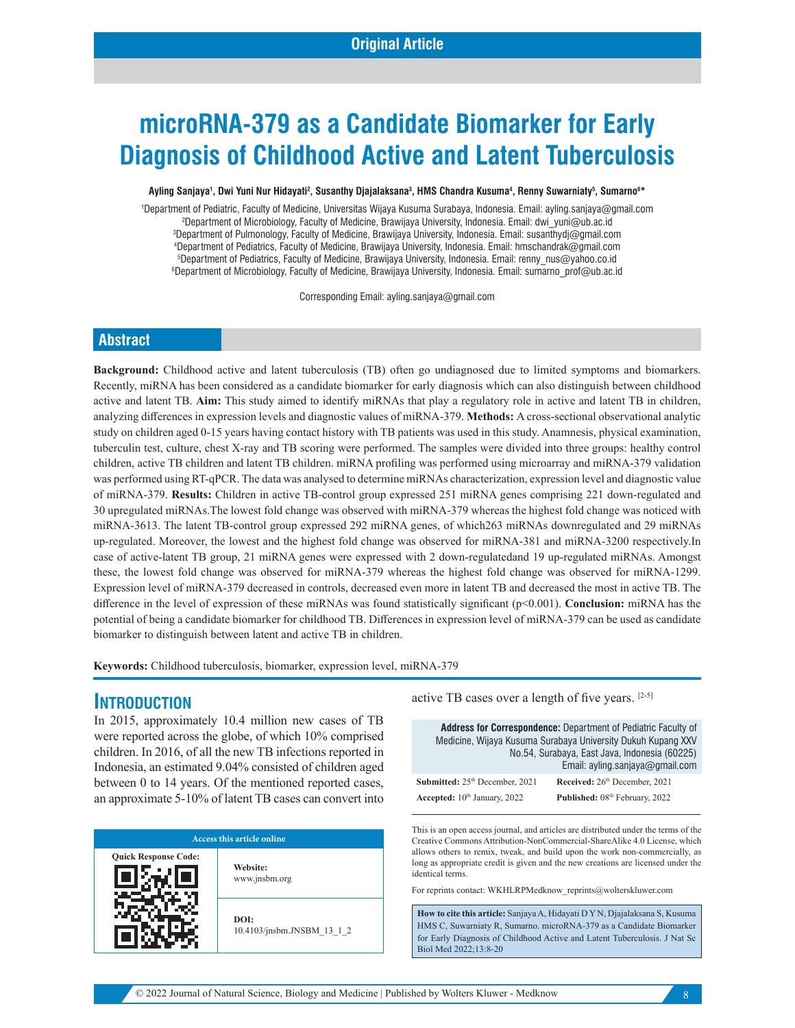Original Article

# microRNA-379 as a Candidate Biomarker for Early Diagnosis of Childhood Active and Latent Tuberculosis

**Ayling Sanjaya[1], Dwi Yuni Nur Hidayati[2], Susanthy Djajalaksana[3], HMS Chandra Kusuma[4], Renny Suwarniaty[5], Sumarno[6]***

[1]Department of Pediatric, Faculty of Medicine, Universitas Wijaya Kusuma Surabaya, Indonesia. Email: ayling.sanjaya@gmail.com
[2]Department of Microbiology, Faculty of Medicine, Brawijaya University, Indonesia. Email: dwi_yuni@ub.ac.id
[3]Department of Pulmonology, Faculty of Medicine, Brawijaya University, Indonesia. Email: susanthydj@gmail.com
[4]Department of Pediatrics, Faculty of Medicine, Brawijaya University, Indonesia. Email: hmschandrak@gmail.com
[5]Department of Pediatrics, Faculty of Medicine, Brawijaya University, Indonesia. Email: renny_nus@yahoo.co.id
[6]Department of Microbiology, Faculty of Medicine, Brawijaya University, Indonesia. Email: sumarno_prof@ub.ac.id

Corresponding Email: ayling.sanjaya@gmail.com

## Abstract

**Background:** Childhood active and latent tuberculosis (TB) often go undiagnosed due to limited symptoms and biomarkers. Recently, miRNA has been considered as a candidate biomarker for early diagnosis which can also distinguish between childhood active and latent TB. **Aim:** This study aimed to identify miRNAs that play a regulatory role in active and latent TB in children, analyzing differences in expression levels and diagnostic values of miRNA-379. **Methods:** A cross-sectional observational analytic study on children aged 0-15 years having contact history with TB patients was used in this study. Anamnesis, physical examination, tuberculin test, culture, chest X-ray and TB scoring were performed. The samples were divided into three groups: healthy control children, active TB children and latent TB children. miRNA profiling was performed using microarray and miRNA-379 validation was performed using RT-qPCR. The data was analysed to determine miRNAs characterization, expression level and diagnostic value of miRNA-379. **Results:** Children in active TB-control group expressed 251 miRNA genes comprising 221 down-regulated and 30 upregulated miRNAs.The lowest fold change was observed with miRNA-379 whereas the highest fold change was noticed with miRNA-3613. The latent TB-control group expressed 292 miRNA genes, of which263 miRNAs downregulated and 29 miRNAs up-regulated. Moreover, the lowest and the highest fold change was observed for miRNA-381 and miRNA-3200 respectively.In case of active-latent TB group, 21 miRNA genes were expressed with 2 down-regulatedand 19 up-regulated miRNAs. Amongst these, the lowest fold change was observed for miRNA-379 whereas the highest fold change was observed for miRNA-1299. Expression level of miRNA-379 decreased in controls, decreased even more in latent TB and decreased the most in active TB. The difference in the level of expression of these miRNAs was found statistically significant ($p<0.001$). **Conclusion:** miRNA has the potential of being a candidate biomarker for childhood TB. Differences in expression level of miRNA-379 can be used as candidate biomarker to distinguish between latent and active TB in children.

**Keywords:** Childhood tuberculosis, biomarker, expression level, miRNA-379

## Introduction

In 2015, approximately 10.4 million new cases of TB were reported across the globe, of which 10% comprised children. In 2016, of all the new TB infections reported in Indonesia, an estimated 9.04% consisted of children aged between 0 to 14 years. Of the mentioned reported cases, an approximate 5-10% of latent TB cases can convert into active TB cases over a length of five years. [2-5]

**Address for Correspondence:** Department of Pediatric Faculty of Medicine, Wijaya Kusuma Surabaya University Dukuh Kupang XXV No.54, Surabaya, East Java, Indonesia (60225) Email: ayling.sanjaya@gmail.com

| | |
|---|---|
| **Submitted:** 25th December, 2021 | **Received:** 26th December, 2021 |
| **Accepted:** 10th January, 2022 | **Published:** 08th February, 2022 |

| Access this article online | |
|---|---|
| Quick Response Code: | **Website:** www.jnsbm.org |
| | **DOI:** 10.4103/jnsbm.JNSBM_13_1_2 |

This is an open access journal, and articles are distributed under the terms of the Creative Commons Attribution-NonCommercial-ShareAlike 4.0 License, which allows others to remix, tweak, and build upon the work non-commercially, as long as appropriate credit is given and the new creations are licensed under the identical terms.

For reprints contact: WKHLRPMedknow_reprints@wolterskluwer.com

**How to cite this article:** Sanjaya A, Hidayati D Y N, Djajalaksana S, Kusuma HMS C, Suwarniaty R, Sumarno. microRNA-379 as a Candidate Biomarker for Early Diagnosis of Childhood Active and Latent Tuberculosis. J Nat Sc Biol Med 2022;13:8-20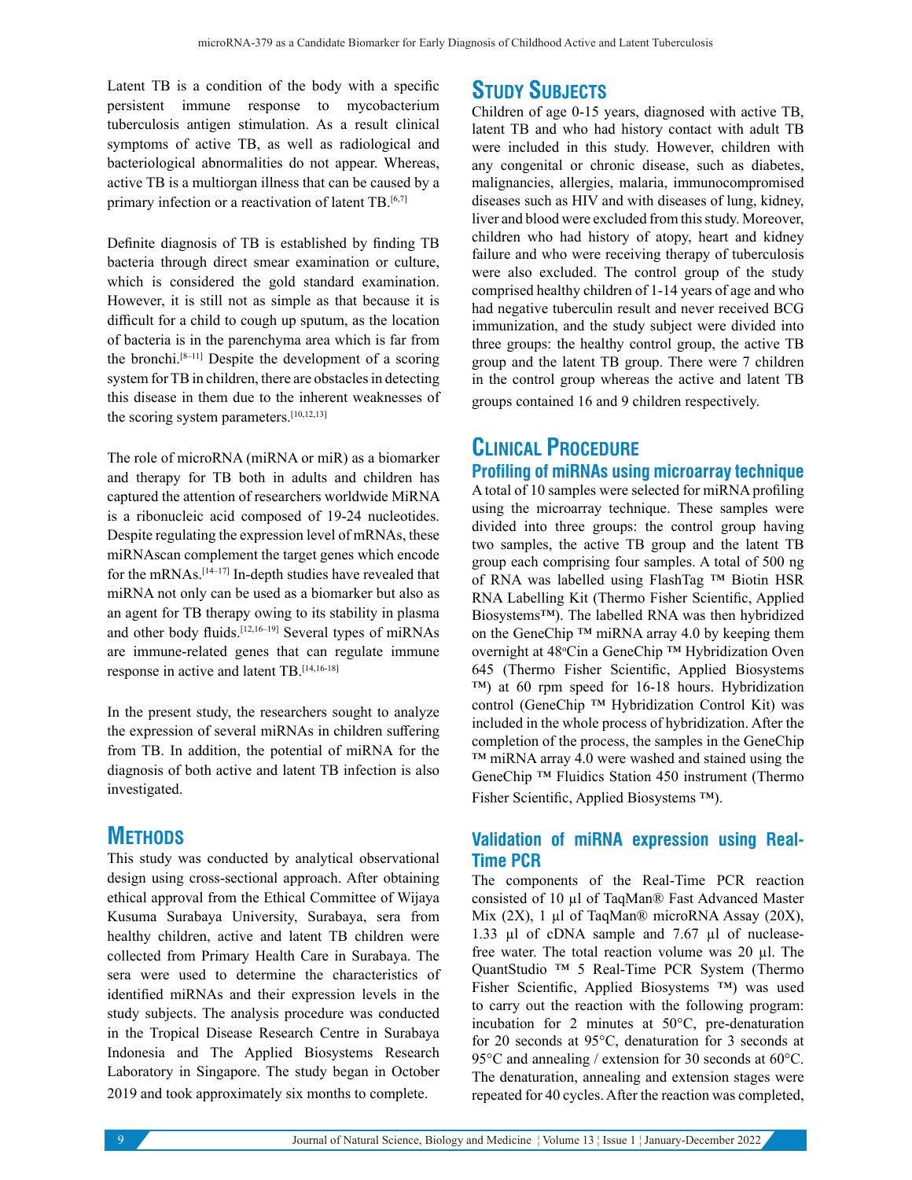Latent TB is a condition of the body with a specific persistent immune response to mycobacterium tuberculosis antigen stimulation. As a result clinical symptoms of active TB, as well as radiological and bacteriological abnormalities do not appear. Whereas, active TB is a multiorgan illness that can be caused by a primary infection or a reactivation of latent TB.[6,7]

Definite diagnosis of TB is established by finding TB bacteria through direct smear examination or culture, which is considered the gold standard examination. However, it is still not as simple as that because it is difficult for a child to cough up sputum, as the location of bacteria is in the parenchyma area which is far from the bronchi.[8–11] Despite the development of a scoring system for TB in children, there are obstacles in detecting this disease in them due to the inherent weaknesses of the scoring system parameters.[10,12,13]

The role of microRNA (miRNA or miR) as a biomarker and therapy for TB both in adults and children has captured the attention of researchers worldwide MiRNA is a ribonucleic acid composed of 19-24 nucleotides. Despite regulating the expression level of mRNAs, these miRNAscan complement the target genes which encode for the mRNAs.[14–17] In-depth studies have revealed that miRNA not only can be used as a biomarker but also as an agent for TB therapy owing to its stability in plasma and other body fluids.[12,16–19] Several types of miRNAs are immune-related genes that can regulate immune response in active and latent TB.[14,16-18]

In the present study, the researchers sought to analyze the expression of several miRNAs in children suffering from TB. In addition, the potential of miRNA for the diagnosis of both active and latent TB infection is also investigated.

## Methods

This study was conducted by analytical observational design using cross-sectional approach. After obtaining ethical approval from the Ethical Committee of Wijaya Kusuma Surabaya University, Surabaya, sera from healthy children, active and latent TB children were collected from Primary Health Care in Surabaya. The sera were used to determine the characteristics of identified miRNAs and their expression levels in the study subjects. The analysis procedure was conducted in the Tropical Disease Research Centre in Surabaya Indonesia and The Applied Biosystems Research Laboratory in Singapore. The study began in October 2019 and took approximately six months to complete.

## Study Subjects

Children of age 0-15 years, diagnosed with active TB, latent TB and who had history contact with adult TB were included in this study. However, children with any congenital or chronic disease, such as diabetes, malignancies, allergies, malaria, immunocompromised diseases such as HIV and with diseases of lung, kidney, liver and blood were excluded from this study. Moreover, children who had history of atopy, heart and kidney failure and who were receiving therapy of tuberculosis were also excluded. The control group of the study comprised healthy children of 1-14 years of age and who had negative tuberculin result and never received BCG immunization, and the study subject were divided into three groups: the healthy control group, the active TB group and the latent TB group. There were 7 children in the control group whereas the active and latent TB groups contained 16 and 9 children respectively.

## Clinical Procedure

### Profiling of miRNAs using microarray technique

A total of 10 samples were selected for miRNA profiling using the microarray technique. These samples were divided into three groups: the control group having two samples, the active TB group and the latent TB group each comprising four samples. A total of 500 ng of RNA was labelled using FlashTag ™ Biotin HSR RNA Labelling Kit (Thermo Fisher Scientific, Applied Biosystems™). The labelled RNA was then hybridized on the GeneChip ™ miRNA array 4.0 by keeping them overnight at 48°C in a GeneChip ™ Hybridization Oven 645 (Thermo Fisher Scientific, Applied Biosystems ™) at 60 rpm speed for 16-18 hours. Hybridization control (GeneChip ™ Hybridization Control Kit) was included in the whole process of hybridization. After the completion of the process, the samples in the GeneChip ™ miRNA array 4.0 were washed and stained using the GeneChip ™ Fluidics Station 450 instrument (Thermo Fisher Scientific, Applied Biosystems ™).

### Validation of miRNA expression using Real-Time PCR

The components of the Real-Time PCR reaction consisted of 10 µl of TaqMan® Fast Advanced Master Mix (2X), 1 µl of TaqMan® microRNA Assay (20X), 1.33 µl of cDNA sample and 7.67 µl of nuclease-free water. The total reaction volume was 20 µl. The QuantStudio ™ 5 Real-Time PCR System (Thermo Fisher Scientific, Applied Biosystems ™) was used to carry out the reaction with the following program: incubation for 2 minutes at 50°C, pre-denaturation for 20 seconds at 95°C, denaturation for 3 seconds at 95°C and annealing / extension for 30 seconds at 60°C. The denaturation, annealing and extension stages were repeated for 40 cycles. After the reaction was completed,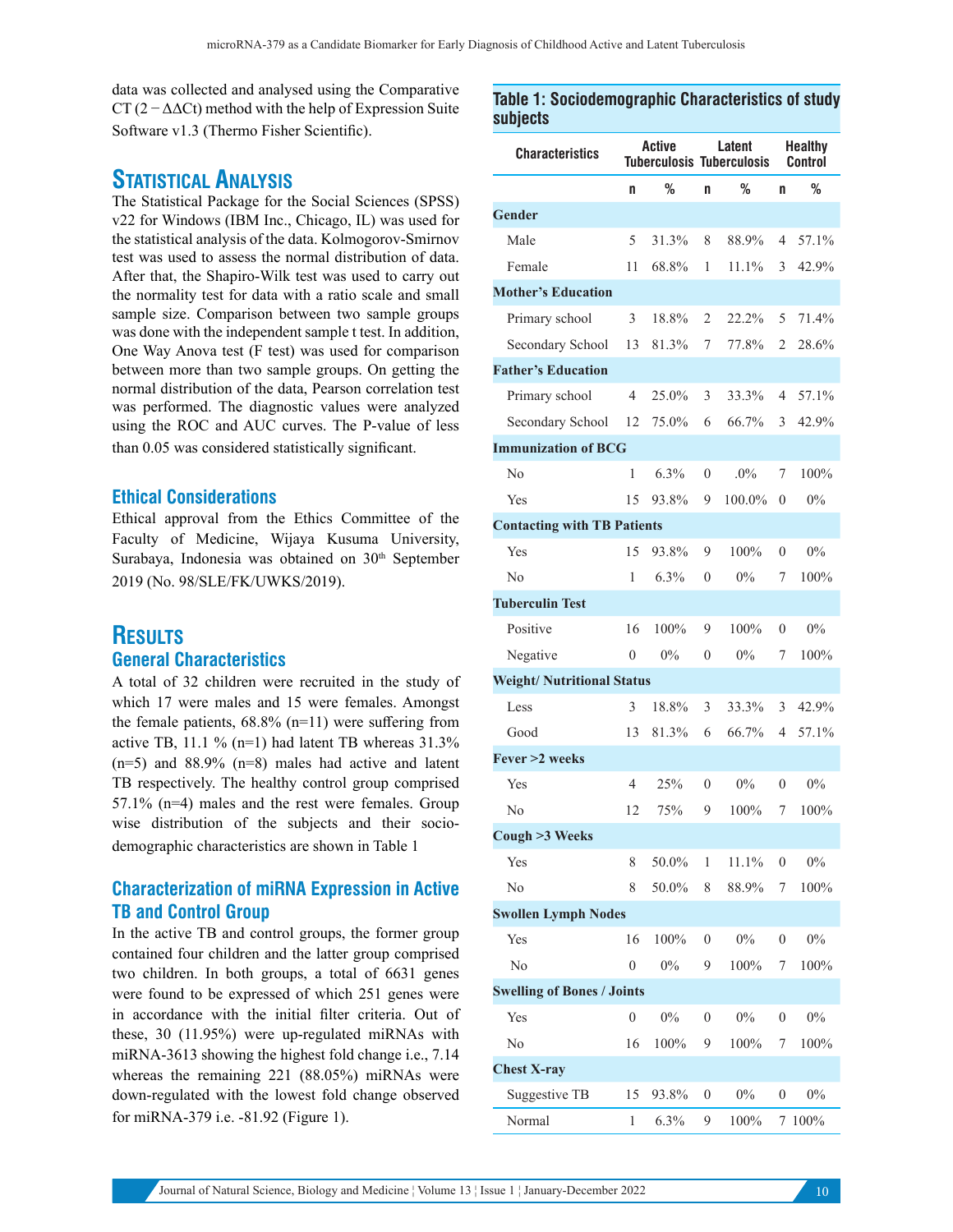data was collected and analysed using the Comparative CT (2 − ΔΔCt) method with the help of Expression Suite Software v1.3 (Thermo Fisher Scientific).

## Statistical Analysis

The Statistical Package for the Social Sciences (SPSS) v22 for Windows (IBM Inc., Chicago, IL) was used for the statistical analysis of the data. Kolmogorov-Smirnov test was used to assess the normal distribution of data. After that, the Shapiro-Wilk test was used to carry out the normality test for data with a ratio scale and small sample size. Comparison between two sample groups was done with the independent sample t test. In addition, One Way Anova test (F test) was used for comparison between more than two sample groups. On getting the normal distribution of the data, Pearson correlation test was performed. The diagnostic values were analyzed using the ROC and AUC curves. The P-value of less than 0.05 was considered statistically significant.

### Ethical Considerations

Ethical approval from the Ethics Committee of the Faculty of Medicine, Wijaya Kusuma University, Surabaya, Indonesia was obtained on 30th September 2019 (No. 98/SLE/FK/UWKS/2019).

## Results

### General Characteristics

A total of 32 children were recruited in the study of which 17 were males and 15 were females. Amongst the female patients, 68.8% (n=11) were suffering from active TB, 11.1 % (n=1) had latent TB whereas 31.3% (n=5) and 88.9% (n=8) males had active and latent TB respectively. The healthy control group comprised 57.1% (n=4) males and the rest were females. Group wise distribution of the subjects and their socio-demographic characteristics are shown in Table 1

### Characterization of miRNA Expression in Active TB and Control Group

In the active TB and control groups, the former group contained four children and the latter group comprised two children. In both groups, a total of 6631 genes were found to be expressed of which 251 genes were in accordance with the initial filter criteria. Out of these, 30 (11.95%) were up-regulated miRNAs with miRNA-3613 showing the highest fold change i.e., 7.14 whereas the remaining 221 (88.05%) miRNAs were down-regulated with the lowest fold change observed for miRNA-379 i.e. -81.92 (Figure 1).

**Table 1: Sociodemographic Characteristics of study subjects**

| Characteristics | Active Tuberculosis | | Latent Tuberculosis | | Healthy Control | |
|---|---|---|---|---|---|---|
| | n | % | n | % | n | % |
| **Gender** | | | | | | |
| Male | 5 | 31.3% | 8 | 88.9% | 4 | 57.1% |
| Female | 11 | 68.8% | 1 | 11.1% | 3 | 42.9% |
| **Mother's Education** | | | | | | |
| Primary school | 3 | 18.8% | 2 | 22.2% | 5 | 71.4% |
| Secondary School | 13 | 81.3% | 7 | 77.8% | 2 | 28.6% |
| **Father's Education** | | | | | | |
| Primary school | 4 | 25.0% | 3 | 33.3% | 4 | 57.1% |
| Secondary School | 12 | 75.0% | 6 | 66.7% | 3 | 42.9% |
| **Immunization of BCG** | | | | | | |
| No | 1 | 6.3% | 0 | .0% | 7 | 100% |
| Yes | 15 | 93.8% | 9 | 100.0% | 0 | 0% |
| **Contacting with TB Patients** | | | | | | |
| Yes | 15 | 93.8% | 9 | 100% | 0 | 0% |
| No | 1 | 6.3% | 0 | 0% | 7 | 100% |
| **Tuberculin Test** | | | | | | |
| Positive | 16 | 100% | 9 | 100% | 0 | 0% |
| Negative | 0 | 0% | 0 | 0% | 7 | 100% |
| **Weight/ Nutritional Status** | | | | | | |
| Less | 3 | 18.8% | 3 | 33.3% | 3 | 42.9% |
| Good | 13 | 81.3% | 6 | 66.7% | 4 | 57.1% |
| **Fever >2 weeks** | | | | | | |
| Yes | 4 | 25% | 0 | 0% | 0 | 0% |
| No | 12 | 75% | 9 | 100% | 7 | 100% |
| **Cough >3 Weeks** | | | | | | |
| Yes | 8 | 50.0% | 1 | 11.1% | 0 | 0% |
| No | 8 | 50.0% | 8 | 88.9% | 7 | 100% |
| **Swollen Lymph Nodes** | | | | | | |
| Yes | 16 | 100% | 0 | 0% | 0 | 0% |
| No | 0 | 0% | 9 | 100% | 7 | 100% |
| **Swelling of Bones / Joints** | | | | | | |
| Yes | 0 | 0% | 0 | 0% | 0 | 0% |
| No | 16 | 100% | 9 | 100% | 7 | 100% |
| **Chest X-ray** | | | | | | |
| Suggestive TB | 15 | 93.8% | 0 | 0% | 0 | 0% |
| Normal | 1 | 6.3% | 9 | 100% | 7 | 100% |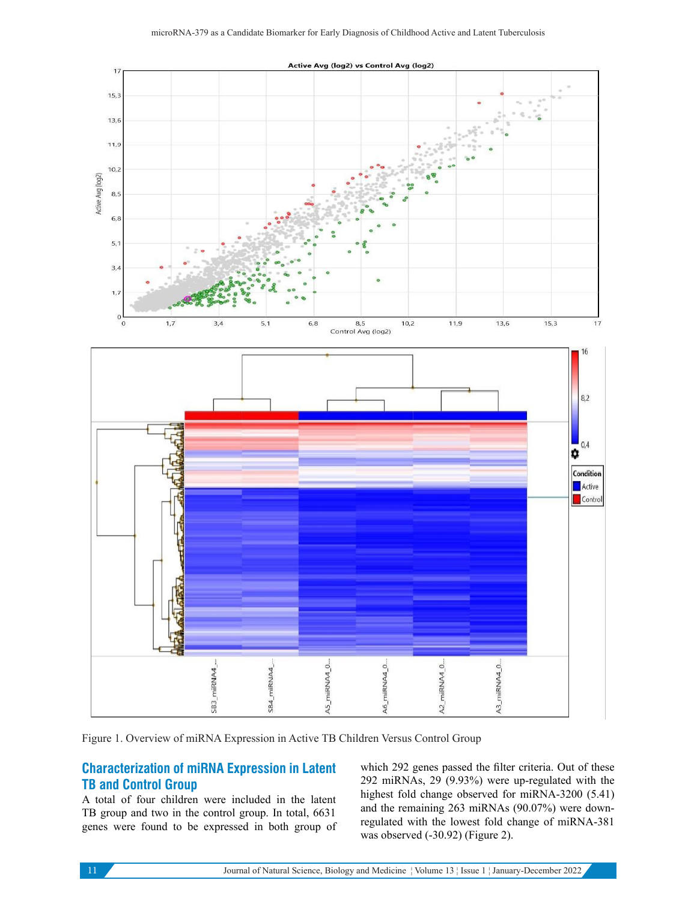Figure 1. Overview of miRNA Expression in Active TB Children Versus Control Group

## Characterization of miRNA Expression in Latent TB and Control Group

A total of four children were included in the latent TB group and two in the control group. In total, 6631 genes were found to be expressed in both group of which 292 genes passed the filter criteria. Out of these 292 miRNAs, 29 (9.93%) were up-regulated with the highest fold change observed for miRNA-3200 (5.41) and the remaining 263 miRNAs (90.07%) were down-regulated with the lowest fold change of miRNA-381 was observed (-30.92) (Figure 2).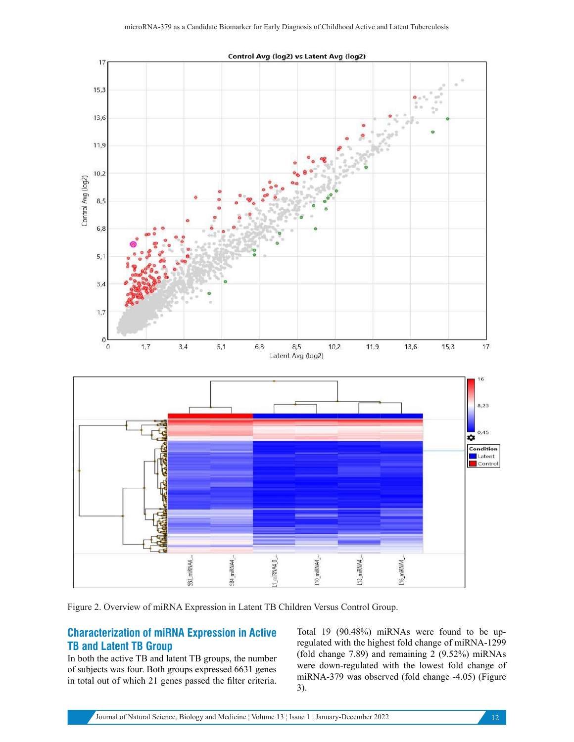Figure 2. Overview of miRNA Expression in Latent TB Children Versus Control Group.

## Characterization of miRNA Expression in Active TB and Latent TB Group

In both the active TB and latent TB groups, the number of subjects was four. Both groups expressed 6631 genes in total out of which 21 genes passed the filter criteria. Total 19 (90.48%) miRNAs were found to be up-regulated with the highest fold change of miRNA-1299 (fold change 7.89) and remaining 2 (9.52%) miRNAs were down-regulated with the lowest fold change of miRNA-379 was observed (fold change -4.05) (Figure 3).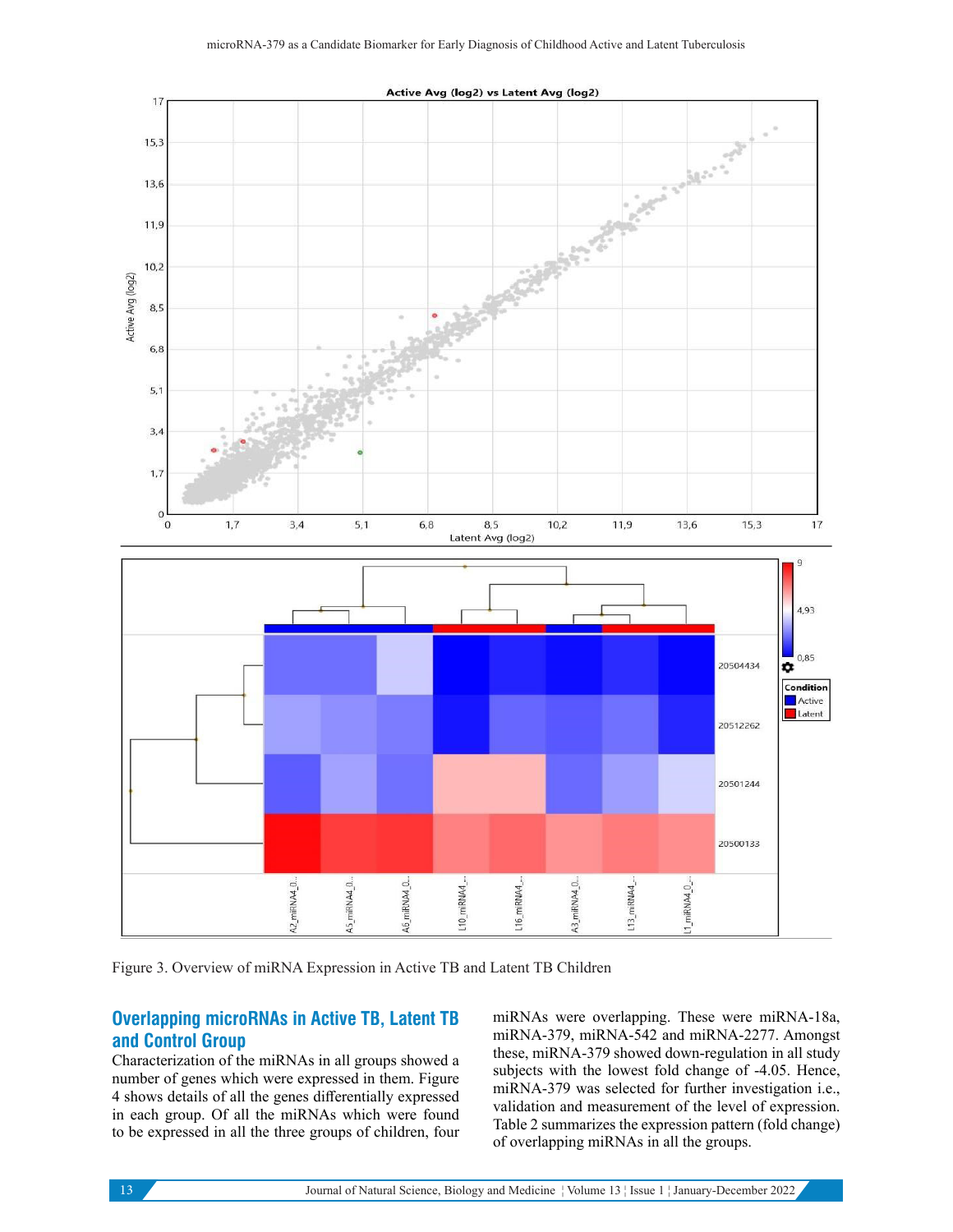Figure 3. Overview of miRNA Expression in Active TB and Latent TB Children

## Overlapping microRNAs in Active TB, Latent TB and Control Group

Characterization of the miRNAs in all groups showed a number of genes which were expressed in them. Figure 4 shows details of all the genes differentially expressed in each group. Of all the miRNAs which were found to be expressed in all the three groups of children, four miRNAs were overlapping. These were miRNA-18a, miRNA-379, miRNA-542 and miRNA-2277. Amongst these, miRNA-379 showed down-regulation in all study subjects with the lowest fold change of -4.05. Hence, miRNA-379 was selected for further investigation i.e., validation and measurement of the level of expression. Table 2 summarizes the expression pattern (fold change) of overlapping miRNAs in all the groups.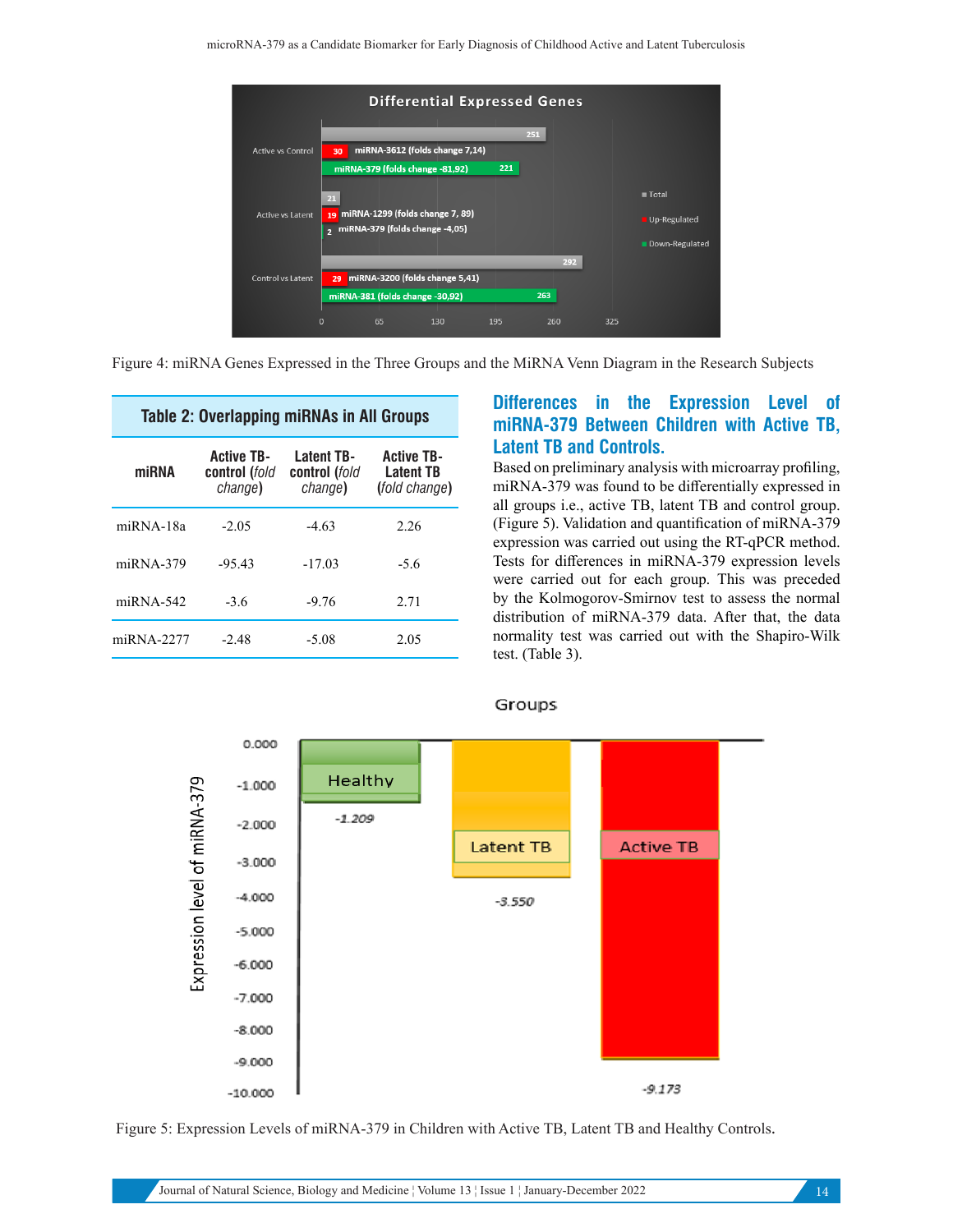Figure 4: miRNA Genes Expressed in the Three Groups and the MiRNA Venn Diagram in the Research Subjects

**Table 2: Overlapping miRNAs in All Groups**

| miRNA | Active TB-control (*fold change*) | Latent TB-control (*fold change*) | Active TB-Latent TB (*fold change*) |
|---|---|---|---|
| miRNA-18a | -2.05 | -4.63 | 2.26 |
| miRNA-379 | -95.43 | -17.03 | -5.6 |
| miRNA-542 | -3.6 | -9.76 | 2.71 |
| miRNA-2277 | -2.48 | -5.08 | 2.05 |

## Differences in the Expression Level of miRNA-379 Between Children with Active TB, Latent TB and Controls.

Based on preliminary analysis with microarray profiling, miRNA-379 was found to be differentially expressed in all groups i.e., active TB, latent TB and control group. (Figure 5). Validation and quantification of miRNA-379 expression was carried out using the RT-qPCR method. Tests for differences in miRNA-379 expression levels were carried out for each group. This was preceded by the Kolmogorov-Smirnov test to assess the normal distribution of miRNA-379 data. After that, the data normality test was carried out with the Shapiro-Wilk test. (Table 3).

Figure 5: Expression Levels of miRNA-379 in Children with Active TB, Latent TB and Healthy Controls.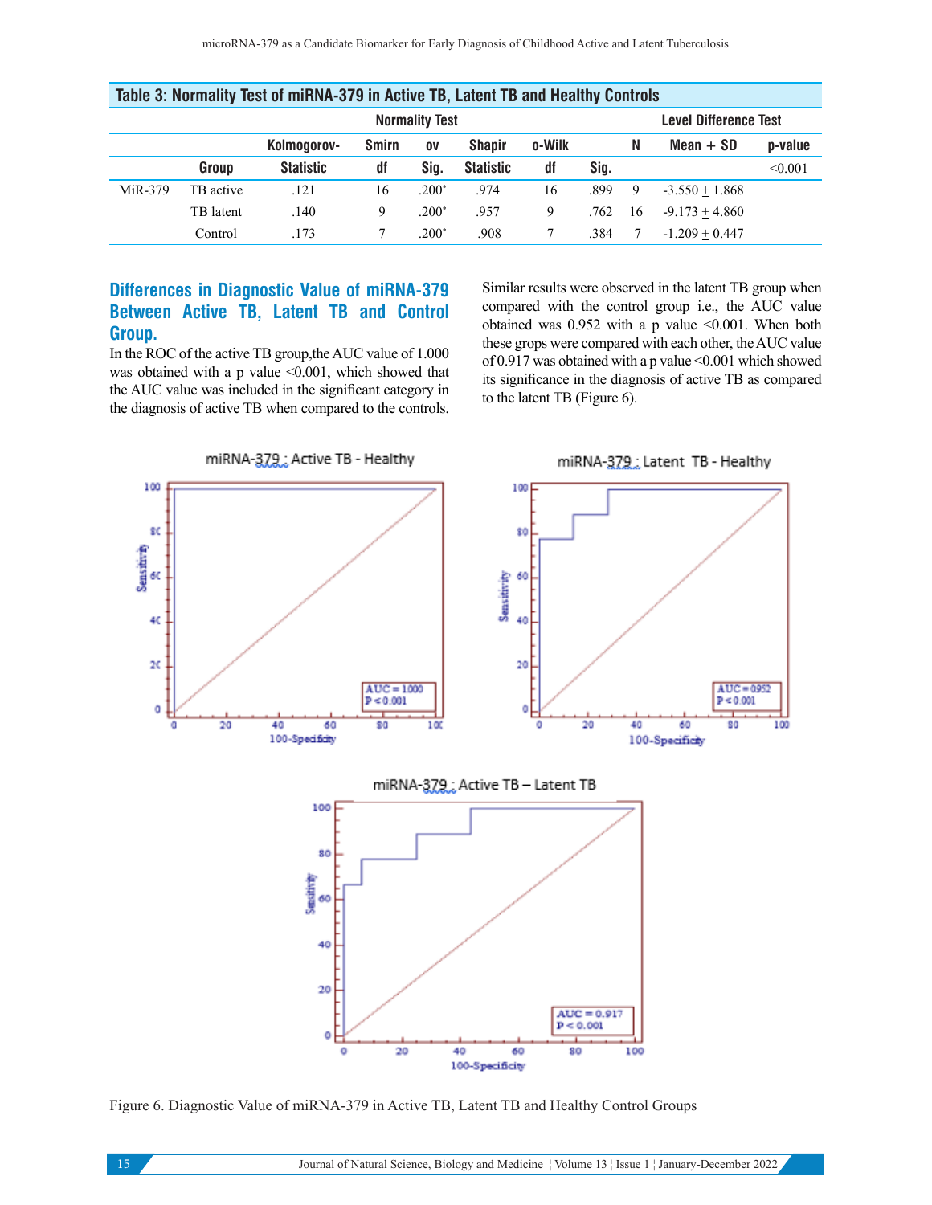**Table 3: Normality Test of miRNA-379 in Active TB, Latent TB and Healthy Controls**

| | | Normality Test | | | | | | Level Difference Test | | |
|---|---|---|---|---|---|---|---|---|---|---|
| | | Kolmogorov-Smirnov | | | Shapiro-Wilk | | | N | Mean + SD | p-value |
| | Group | Statistic | df | Sig. | Statistic | df | Sig. | | | <0.001 |
| MiR-379 | TB active | .121 | 16 | .200* | .974 | 16 | .899 | 9 | -3.550 + 1.868 | |
| | TB latent | .140 | 9 | .200* | .957 | 9 | .762 | 16 | -9.173 + 4.860 | |
| | Control | .173 | 7 | .200* | .908 | 7 | .384 | 7 | -1.209 + 0.447 | |

## Differences in Diagnostic Value of miRNA-379 Between Active TB, Latent TB and Control Group.

In the ROC of the active TB group,the AUC value of 1.000 was obtained with a p value <0.001, which showed that the AUC value was included in the significant category in the diagnosis of active TB when compared to the controls.

Similar results were observed in the latent TB group when compared with the control group i.e., the AUC value obtained was 0.952 with a p value <0.001. When both these groups were compared with each other, the AUC value of 0.917 was obtained with a p value <0.001 which showed its significance in the diagnosis of active TB as compared to the latent TB (Figure 6).

Figure 6. Diagnostic Value of miRNA-379 in Active TB, Latent TB and Healthy Control Groups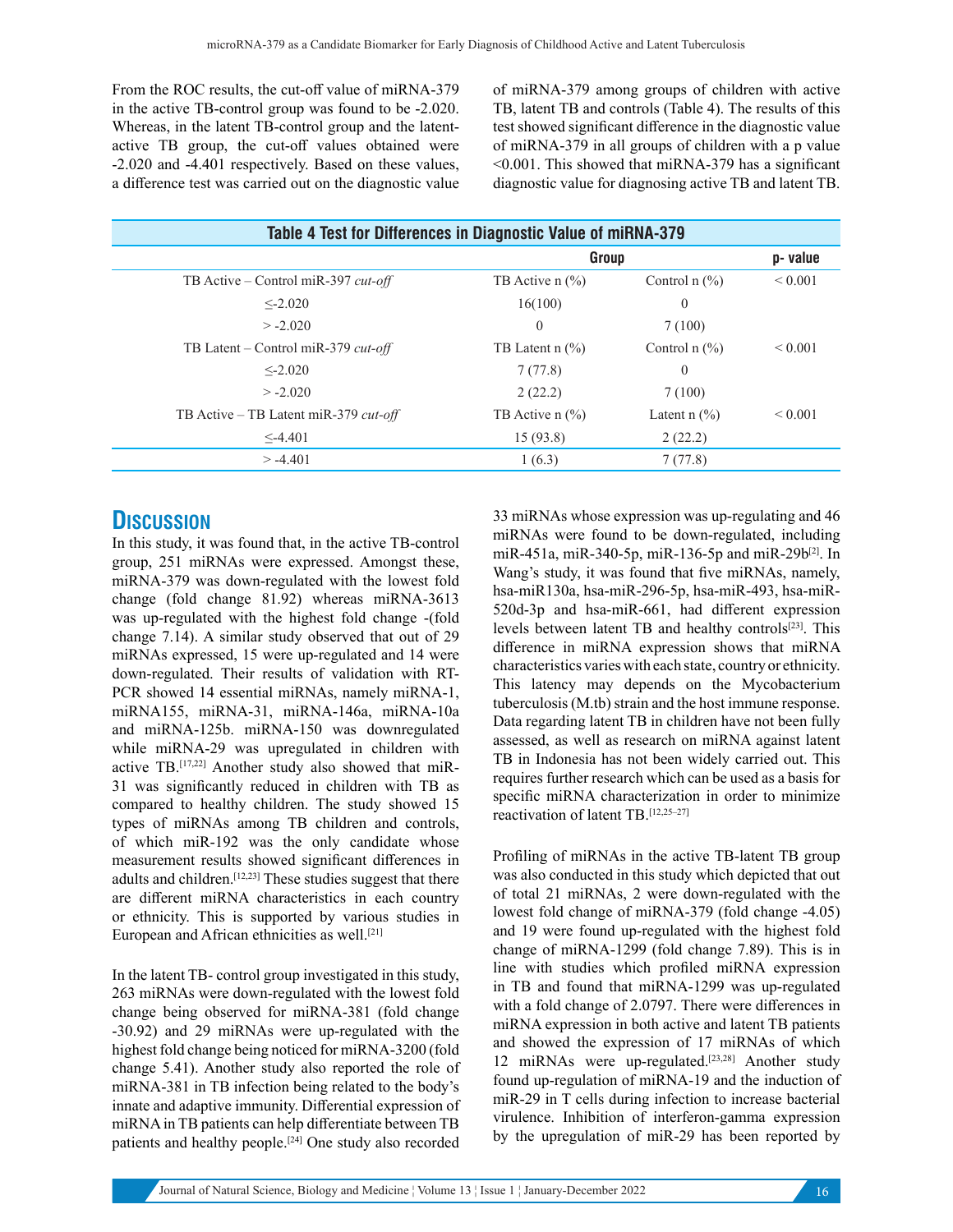From the ROC results, the cut-off value of miRNA-379 in the active TB-control group was found to be -2.020. Whereas, in the latent TB-control group and the latent-active TB group, the cut-off values obtained were -2.020 and -4.401 respectively. Based on these values, a difference test was carried out on the diagnostic value of miRNA-379 among groups of children with active TB, latent TB and controls (Table 4). The results of this test showed significant difference in the diagnostic value of miRNA-379 in all groups of children with a p value <0.001. This showed that miRNA-379 has a significant diagnostic value for diagnosing active TB and latent TB.

**Table 4 Test for Differences in Diagnostic Value of miRNA-379**

| | Group | | p- value |
|---|---|---|---|
| TB Active – Control miR-397 *cut-off* | TB Active n (%) | Control n (%) | < 0.001 |
| ≤-2.020 | 16(100) | 0 | |
| > -2.020 | 0 | 7 (100) | |
| TB Latent – Control miR-379 *cut-off* | TB Latent n (%) | Control n (%) | < 0.001 |
| ≤-2.020 | 7 (77.8) | 0 | |
| > -2.020 | 2 (22.2) | 7 (100) | |
| TB Active – TB Latent miR-379 *cut-off* | TB Active n (%) | Latent n (%) | < 0.001 |
| ≤-4.401 | 15 (93.8) | 2 (22.2) | |
| > -4.401 | 1 (6.3) | 7 (77.8) | |

## Discussion

In this study, it was found that, in the active TB-control group, 251 miRNAs were expressed. Amongst these, miRNA-379 was down-regulated with the lowest fold change (fold change 81.92) whereas miRNA-3613 was up-regulated with the highest fold change -(fold change 7.14). A similar study observed that out of 29 miRNAs expressed, 15 were up-regulated and 14 were down-regulated. Their results of validation with RT-PCR showed 14 essential miRNAs, namely miRNA-1, miRNA155, miRNA-31, miRNA-146a, miRNA-10a and miRNA-125b. miRNA-150 was downregulated while miRNA-29 was upregulated in children with active TB.[17,22] Another study also showed that miR-31 was significantly reduced in children with TB as compared to healthy children. The study showed 15 types of miRNAs among TB children and controls, of which miR-192 was the only candidate whose measurement results showed significant differences in adults and children.[12,23] These studies suggest that there are different miRNA characteristics in each country or ethnicity. This is supported by various studies in European and African ethnicities as well.[21]

In the latent TB- control group investigated in this study, 263 miRNAs were down-regulated with the lowest fold change being observed for miRNA-381 (fold change -30.92) and 29 miRNAs were up-regulated with the highest fold change being noticed for miRNA-3200 (fold change 5.41). Another study also reported the role of miRNA-381 in TB infection being related to the body's innate and adaptive immunity. Differential expression of miRNA in TB patients can help differentiate between TB patients and healthy people.[24] One study also recorded 33 miRNAs whose expression was up-regulating and 46 miRNAs were found to be down-regulated, including miR-451a, miR-340-5p, miR-136-5p and miR-29b[2]. In Wang's study, it was found that five miRNAs, namely, hsa-miR130a, hsa-miR-296-5p, hsa-miR-493, hsa-miR-520d-3p and hsa-miR-661, had different expression levels between latent TB and healthy controls[23]. This difference in miRNA expression shows that miRNA characteristics varies with each state, country or ethnicity. This latency may depends on the Mycobacterium tuberculosis (M.tb) strain and the host immune response. Data regarding latent TB in children have not been fully assessed, as well as research on miRNA against latent TB in Indonesia has not been widely carried out. This requires further research which can be used as a basis for specific miRNA characterization in order to minimize reactivation of latent TB.[12,25–27]

Profiling of miRNAs in the active TB-latent TB group was also conducted in this study which depicted that out of total 21 miRNAs, 2 were down-regulated with the lowest fold change of miRNA-379 (fold change -4.05) and 19 were found up-regulated with the highest fold change of miRNA-1299 (fold change 7.89). This is in line with studies which profiled miRNA expression in TB and found that miRNA-1299 was up-regulated with a fold change of 2.0797. There were differences in miRNA expression in both active and latent TB patients and showed the expression of 17 miRNAs of which 12 miRNAs were up-regulated.[23,28] Another study found up-regulation of miRNA-19 and the induction of miR-29 in T cells during infection to increase bacterial virulence. Inhibition of interferon-gamma expression by the upregulation of miR-29 has been reported by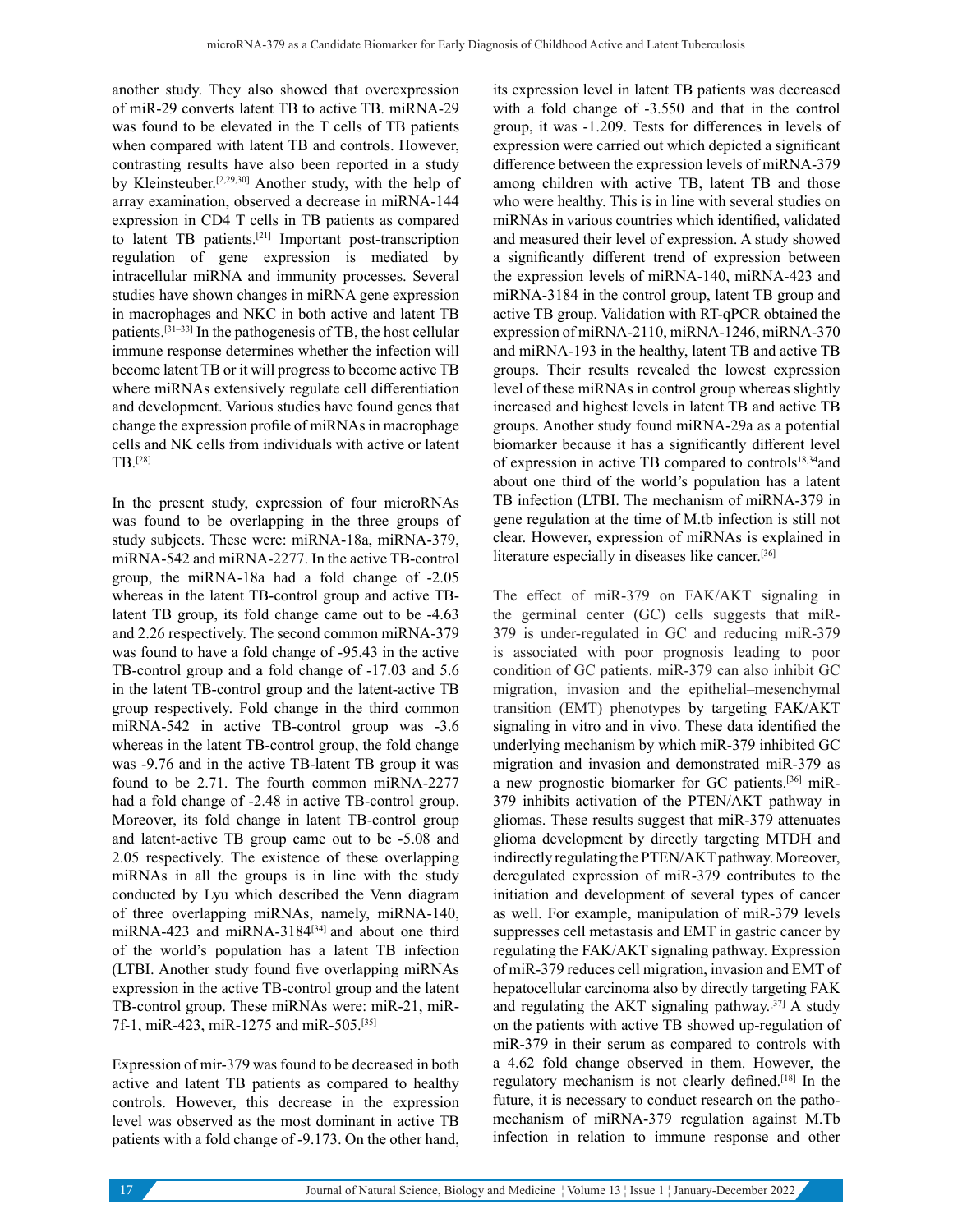another study. They also showed that overexpression of miR-29 converts latent TB to active TB. miRNA-29 was found to be elevated in the T cells of TB patients when compared with latent TB and controls. However, contrasting results have also been reported in a study by Kleinsteuber.[2,29,30] Another study, with the help of array examination, observed a decrease in miRNA-144 expression in CD4 T cells in TB patients as compared to latent TB patients.[21] Important post-transcription regulation of gene expression is mediated by intracellular miRNA and immunity processes. Several studies have shown changes in miRNA gene expression in macrophages and NKC in both active and latent TB patients.[31–33] In the pathogenesis of TB, the host cellular immune response determines whether the infection will become latent TB or it will progress to become active TB where miRNAs extensively regulate cell differentiation and development. Various studies have found genes that change the expression profile of miRNAs in macrophage cells and NK cells from individuals with active or latent TB.[28]

In the present study, expression of four microRNAs was found to be overlapping in the three groups of study subjects. These were: miRNA-18a, miRNA-379, miRNA-542 and miRNA-2277. In the active TB-control group, the miRNA-18a had a fold change of -2.05 whereas in the latent TB-control group and active TB-latent TB group, its fold change came out to be -4.63 and 2.26 respectively. The second common miRNA-379 was found to have a fold change of -95.43 in the active TB-control group and a fold change of -17.03 and 5.6 in the latent TB-control group and the latent-active TB group respectively. Fold change in the third common miRNA-542 in active TB-control group was -3.6 whereas in the latent TB-control group, the fold change was -9.76 and in the active TB-latent TB group it was found to be 2.71. The fourth common miRNA-2277 had a fold change of -2.48 in active TB-control group. Moreover, its fold change in latent TB-control group and latent-active TB group came out to be -5.08 and 2.05 respectively. The existence of these overlapping miRNAs in all the groups is in line with the study conducted by Lyu which described the Venn diagram of three overlapping miRNAs, namely, miRNA-140, miRNA-423 and miRNA-3184[34] and about one third of the world's population has a latent TB infection (LTBI. Another study found five overlapping miRNAs expression in the active TB-control group and the latent TB-control group. These miRNAs were: miR-21, miR-7f-1, miR-423, miR-1275 and miR-505.[35]

Expression of mir-379 was found to be decreased in both active and latent TB patients as compared to healthy controls. However, this decrease in the expression level was observed as the most dominant in active TB patients with a fold change of -9.173. On the other hand, its expression level in latent TB patients was decreased with a fold change of -3.550 and that in the control group, it was -1.209. Tests for differences in levels of expression were carried out which depicted a significant difference between the expression levels of miRNA-379 among children with active TB, latent TB and those who were healthy. This is in line with several studies on miRNAs in various countries which identified, validated and measured their level of expression. A study showed a significantly different trend of expression between the expression levels of miRNA-140, miRNA-423 and miRNA-3184 in the control group, latent TB group and active TB group. Validation with RT-qPCR obtained the expression of miRNA-2110, miRNA-1246, miRNA-370 and miRNA-193 in the healthy, latent TB and active TB groups. Their results revealed the lowest expression level of these miRNAs in control group whereas slightly increased and highest levels in latent TB and active TB groups. Another study found miRNA-29a as a potential biomarker because it has a significantly different level of expression in active TB compared to controls[18,34]and about one third of the world's population has a latent TB infection (LTBI. The mechanism of miRNA-379 in gene regulation at the time of M.tb infection is still not clear. However, expression of miRNAs is explained in literature especially in diseases like cancer.[36]

The effect of miR-379 on FAK/AKT signaling in the germinal center (GC) cells suggests that miR-379 is under-regulated in GC and reducing miR-379 is associated with poor prognosis leading to poor condition of GC patients. miR-379 can also inhibit GC migration, invasion and the epithelial–mesenchymal transition (EMT) phenotypes by targeting FAK/AKT signaling in vitro and in vivo. These data identified the underlying mechanism by which miR-379 inhibited GC migration and invasion and demonstrated miR-379 as a new prognostic biomarker for GC patients.[36] miR-379 inhibits activation of the PTEN/AKT pathway in gliomas. These results suggest that miR-379 attenuates glioma development by directly targeting MTDH and indirectly regulating the PTEN/AKT pathway. Moreover, deregulated expression of miR-379 contributes to the initiation and development of several types of cancer as well. For example, manipulation of miR-379 levels suppresses cell metastasis and EMT in gastric cancer by regulating the FAK/AKT signaling pathway. Expression of miR-379 reduces cell migration, invasion and EMT of hepatocellular carcinoma also by directly targeting FAK and regulating the AKT signaling pathway.[37] A study on the patients with active TB showed up-regulation of miR-379 in their serum as compared to controls with a 4.62 fold change observed in them. However, the regulatory mechanism is not clearly defined.[18] In the future, it is necessary to conduct research on the patho-mechanism of miRNA-379 regulation against M.Tb infection in relation to immune response and other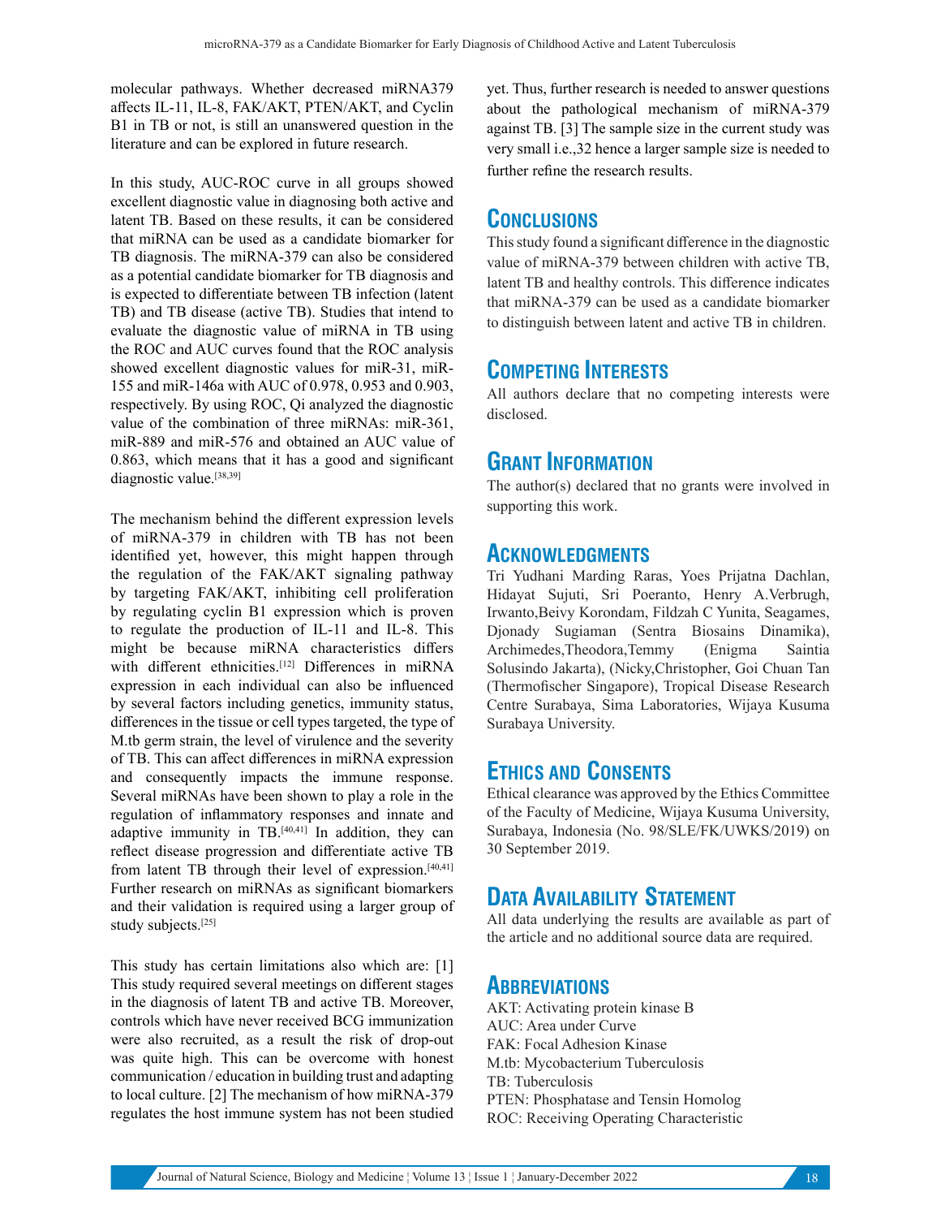molecular pathways. Whether decreased miRNA379 affects IL-11, IL-8, FAK/AKT, PTEN/AKT, and Cyclin B1 in TB or not, is still an unanswered question in the literature and can be explored in future research.

In this study, AUC-ROC curve in all groups showed excellent diagnostic value in diagnosing both active and latent TB. Based on these results, it can be considered that miRNA can be used as a candidate biomarker for TB diagnosis. The miRNA-379 can also be considered as a potential candidate biomarker for TB diagnosis and is expected to differentiate between TB infection (latent TB) and TB disease (active TB). Studies that intend to evaluate the diagnostic value of miRNA in TB using the ROC and AUC curves found that the ROC analysis showed excellent diagnostic values for miR-31, miR-155 and miR-146a with AUC of 0.978, 0.953 and 0.903, respectively. By using ROC, Qi analyzed the diagnostic value of the combination of three miRNAs: miR-361, miR-889 and miR-576 and obtained an AUC value of 0.863, which means that it has a good and significant diagnostic value.[38,39]

The mechanism behind the different expression levels of miRNA-379 in children with TB has not been identified yet, however, this might happen through the regulation of the FAK/AKT signaling pathway by targeting FAK/AKT, inhibiting cell proliferation by regulating cyclin B1 expression which is proven to regulate the production of IL-11 and IL-8. This might be because miRNA characteristics differs with different ethnicities.[12] Differences in miRNA expression in each individual can also be influenced by several factors including genetics, immunity status, differences in the tissue or cell types targeted, the type of M.tb germ strain, the level of virulence and the severity of TB. This can affect differences in miRNA expression and consequently impacts the immune response. Several miRNAs have been shown to play a role in the regulation of inflammatory responses and innate and adaptive immunity in TB.[40,41] In addition, they can reflect disease progression and differentiate active TB from latent TB through their level of expression.[40,41] Further research on miRNAs as significant biomarkers and their validation is required using a larger group of study subjects.[25]

This study has certain limitations also which are: [1] This study required several meetings on different stages in the diagnosis of latent TB and active TB. Moreover, controls which have never received BCG immunization were also recruited, as a result the risk of drop-out was quite high. This can be overcome with honest communication / education in building trust and adapting to local culture. [2] The mechanism of how miRNA-379 regulates the host immune system has not been studied yet. Thus, further research is needed to answer questions about the pathological mechanism of miRNA-379 against TB. [3] The sample size in the current study was very small i.e.,32 hence a larger sample size is needed to further refine the research results.

## Conclusions

This study found a significant difference in the diagnostic value of miRNA-379 between children with active TB, latent TB and healthy controls. This difference indicates that miRNA-379 can be used as a candidate biomarker to distinguish between latent and active TB in children.

## Competing Interests

All authors declare that no competing interests were disclosed.

## Grant Information

The author(s) declared that no grants were involved in supporting this work.

## Acknowledgments

Tri Yudhani Marding Raras, Yoes Prijatna Dachlan, Hidayat Sujuti, Sri Poeranto, Henry A.Verbrugh, Irwanto,Beivy Korondam, Fildzah C Yunita, Seagames, Djonady Sugiaman (Sentra Biosains Dinamika), Archimedes,Theodora,Temmy (Enigma Saintia Solusindo Jakarta), (Nicky,Christopher, Goi Chuan Tan (Thermofischer Singapore), Tropical Disease Research Centre Surabaya, Sima Laboratories, Wijaya Kusuma Surabaya University.

## Ethics and Consents

Ethical clearance was approved by the Ethics Committee of the Faculty of Medicine, Wijaya Kusuma University, Surabaya, Indonesia (No. 98/SLE/FK/UWKS/2019) on 30 September 2019.

## Data Availability Statement

All data underlying the results are available as part of the article and no additional source data are required.

## Abbreviations

AKT: Activating protein kinase B
AUC: Area under Curve
FAK: Focal Adhesion Kinase
M.tb: Mycobacterium Tuberculosis
TB: Tuberculosis
PTEN: Phosphatase and Tensin Homolog
ROC: Receiving Operating Characteristic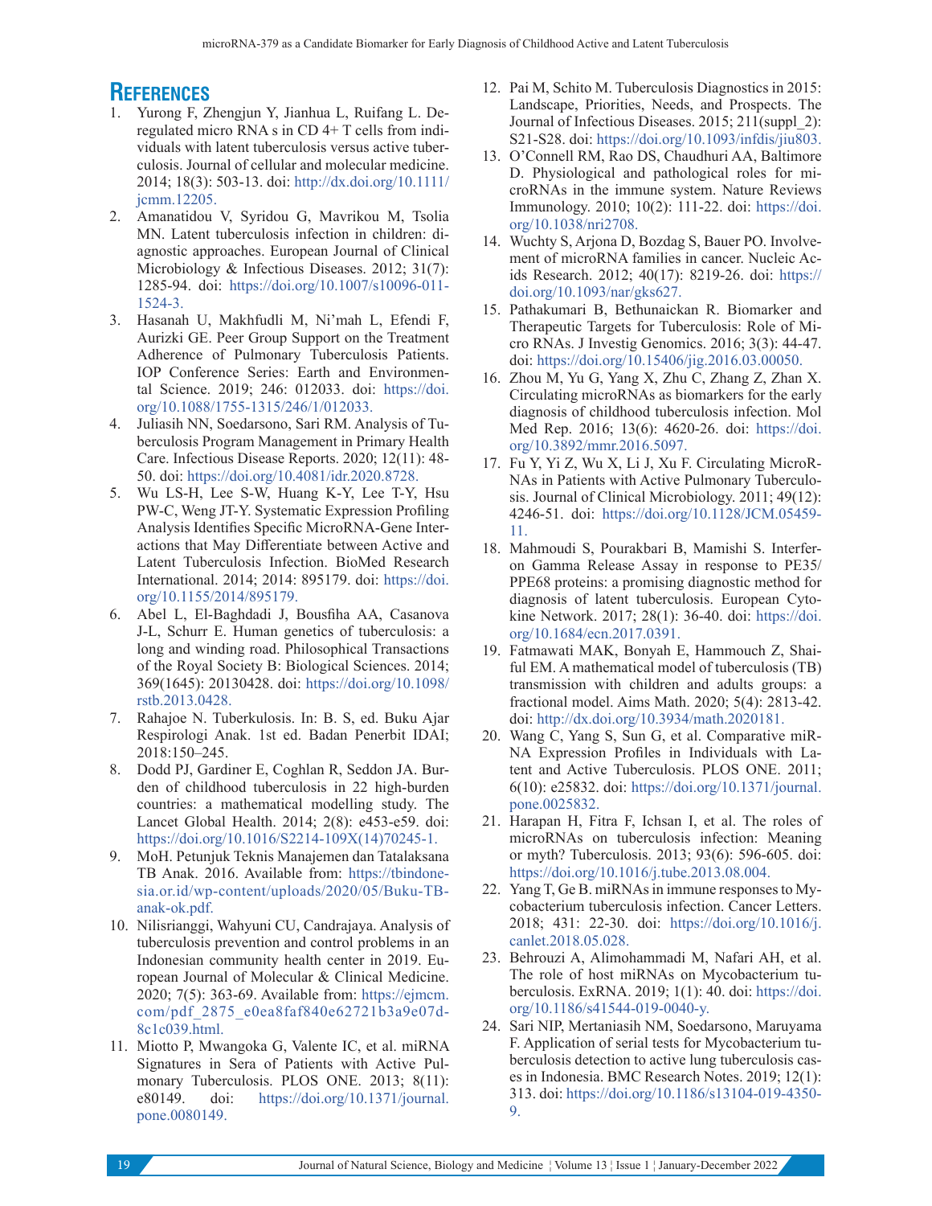## References

1. Yurong F, Zhengjun Y, Jianhua L, Ruifang L. Deregulated micro RNA s in CD 4+ T cells from individuals with latent tuberculosis versus active tuberculosis. Journal of cellular and molecular medicine. 2014; 18(3): 503-13. doi: http://dx.doi.org/10.1111/jcmm.12205.
2. Amanatidou V, Syridou G, Mavrikou M, Tsolia MN. Latent tuberculosis infection in children: diagnostic approaches. European Journal of Clinical Microbiology & Infectious Diseases. 2012; 31(7): 1285-94. doi: https://doi.org/10.1007/s10096-011-1524-3.
3. Hasanah U, Makhfudli M, Ni'mah L, Efendi F, Aurizki GE. Peer Group Support on the Treatment Adherence of Pulmonary Tuberculosis Patients. IOP Conference Series: Earth and Environmental Science. 2019; 246: 012033. doi: https://doi.org/10.1088/1755-1315/246/1/012033.
4. Juliasih NN, Soedarsono, Sari RM. Analysis of Tuberculosis Program Management in Primary Health Care. Infectious Disease Reports. 2020; 12(11): 48-50. doi: https://doi.org/10.4081/idr.2020.8728.
5. Wu LS-H, Lee S-W, Huang K-Y, Lee T-Y, Hsu PW-C, Weng JT-Y. Systematic Expression Profiling Analysis Identifies Specific MicroRNA-Gene Interactions that May Differentiate between Active and Latent Tuberculosis Infection. BioMed Research International. 2014; 2014: 895179. doi: https://doi.org/10.1155/2014/895179.
6. Abel L, El-Baghdadi J, Bousfiha AA, Casanova J-L, Schurr E. Human genetics of tuberculosis: a long and winding road. Philosophical Transactions of the Royal Society B: Biological Sciences. 2014; 369(1645): 20130428. doi: https://doi.org/10.1098/rstb.2013.0428.
7. Rahajoe N. Tuberkulosis. In: B. S, ed. Buku Ajar Respirologi Anak. 1st ed. Badan Penerbit IDAI; 2018:150–245.
8. Dodd PJ, Gardiner E, Coghlan R, Seddon JA. Burden of childhood tuberculosis in 22 high-burden countries: a mathematical modelling study. The Lancet Global Health. 2014; 2(8): e453-e59. doi: https://doi.org/10.1016/S2214-109X(14)70245-1.
9. MoH. Petunjuk Teknis Manajemen dan Tatalaksana TB Anak. 2016. Available from: https://tbindonesia.or.id/wp-content/uploads/2020/05/Buku-TB-anak-ok.pdf.
10. Nilisrianggi, Wahyuni CU, Candrajaya. Analysis of tuberculosis prevention and control problems in an Indonesian community health center in 2019. European Journal of Molecular & Clinical Medicine. 2020; 7(5): 363-69. Available from: https://ejmcm.com/pdf_2875_e0ea8faf840e62721b3a9e07d8c1c039.html.
11. Miotto P, Mwangoka G, Valente IC, et al. miRNA Signatures in Sera of Patients with Active Pulmonary Tuberculosis. PLOS ONE. 2013; 8(11): e80149. doi: https://doi.org/10.1371/journal.pone.0080149.
12. Pai M, Schito M. Tuberculosis Diagnostics in 2015: Landscape, Priorities, Needs, and Prospects. The Journal of Infectious Diseases. 2015; 211(suppl_2): S21-S28. doi: https://doi.org/10.1093/infdis/jiu803.
13. O'Connell RM, Rao DS, Chaudhuri AA, Baltimore D. Physiological and pathological roles for microRNAs in the immune system. Nature Reviews Immunology. 2010; 10(2): 111-22. doi: https://doi.org/10.1038/nri2708.
14. Wuchty S, Arjona D, Bozdag S, Bauer PO. Involvement of microRNA families in cancer. Nucleic Acids Research. 2012; 40(17): 8219-26. doi: https://doi.org/10.1093/nar/gks627.
15. Pathakumari B, Bethunaickan R. Biomarker and Therapeutic Targets for Tuberculosis: Role of Micro RNAs. J Investig Genomics. 2016; 3(3): 44-47. doi: https://doi.org/10.15406/jig.2016.03.00050.
16. Zhou M, Yu G, Yang X, Zhu C, Zhang Z, Zhan X. Circulating microRNAs as biomarkers for the early diagnosis of childhood tuberculosis infection. Mol Med Rep. 2016; 13(6): 4620-26. doi: https://doi.org/10.3892/mmr.2016.5097.
17. Fu Y, Yi Z, Wu X, Li J, Xu F. Circulating MicroRNAs in Patients with Active Pulmonary Tuberculosis. Journal of Clinical Microbiology. 2011; 49(12): 4246-51. doi: https://doi.org/10.1128/JCM.05459-11.
18. Mahmoudi S, Pourakbari B, Mamishi S. Interferon Gamma Release Assay in response to PE35/PPE68 proteins: a promising diagnostic method for diagnosis of latent tuberculosis. European Cytokine Network. 2017; 28(1): 36-40. doi: https://doi.org/10.1684/ecn.2017.0391.
19. Fatmawati MAK, Bonyah E, Hammouch Z, Shaiful EM. A mathematical model of tuberculosis (TB) transmission with children and adults groups: a fractional model. Aims Math. 2020; 5(4): 2813-42. doi: http://dx.doi.org/10.3934/math.2020181.
20. Wang C, Yang S, Sun G, et al. Comparative miRNA Expression Profiles in Individuals with Latent and Active Tuberculosis. PLOS ONE. 2011; 6(10): e25832. doi: https://doi.org/10.1371/journal.pone.0025832.
21. Harapan H, Fitra F, Ichsan I, et al. The roles of microRNAs on tuberculosis infection: Meaning or myth? Tuberculosis. 2013; 93(6): 596-605. doi: https://doi.org/10.1016/j.tube.2013.08.004.
22. Yang T, Ge B. miRNAs in immune responses to Mycobacterium tuberculosis infection. Cancer Letters. 2018; 431: 22-30. doi: https://doi.org/10.1016/j.canlet.2018.05.028.
23. Behrouzi A, Alimohammadi M, Nafari AH, et al. The role of host miRNAs on Mycobacterium tuberculosis. ExRNA. 2019; 1(1): 40. doi: https://doi.org/10.1186/s41544-019-0040-y.
24. Sari NIP, Mertaniasih NM, Soedarsono, Maruyama F. Application of serial tests for Mycobacterium tuberculosis detection to active lung tuberculosis cases in Indonesia. BMC Research Notes. 2019; 12(1): 313. doi: https://doi.org/10.1186/s13104-019-4350-9.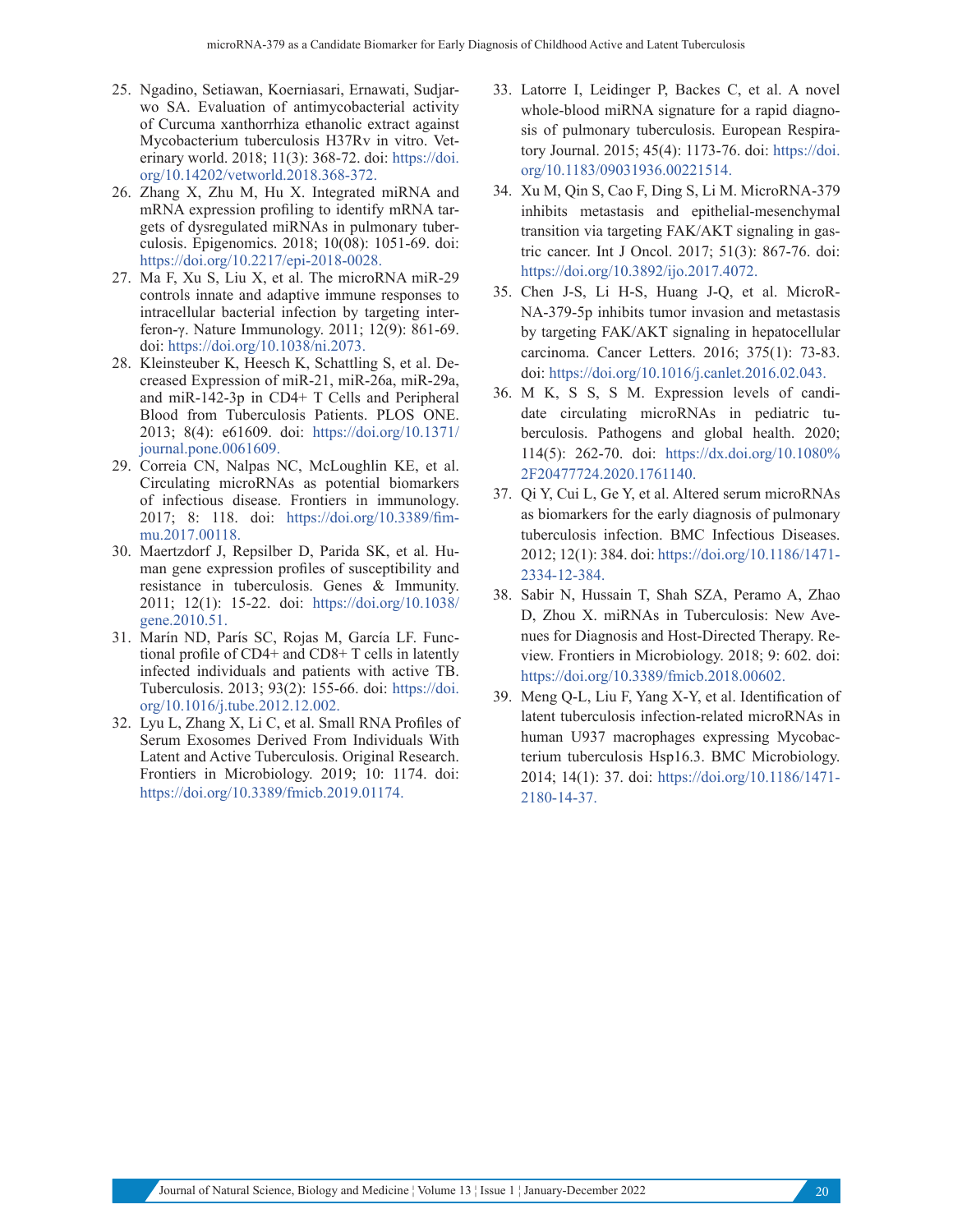25. Ngadino, Setiawan, Koerniasari, Ernawati, Sudjarwo SA. Evaluation of antimycobacterial activity of Curcuma xanthorrhiza ethanolic extract against Mycobacterium tuberculosis H37Rv in vitro. Veterinary world. 2018; 11(3): 368-72. doi: https://doi.org/10.14202/vetworld.2018.368-372.
26. Zhang X, Zhu M, Hu X. Integrated miRNA and mRNA expression profiling to identify mRNA targets of dysregulated miRNAs in pulmonary tuberculosis. Epigenomics. 2018; 10(08): 1051-69. doi: https://doi.org/10.2217/epi-2018-0028.
27. Ma F, Xu S, Liu X, et al. The microRNA miR-29 controls innate and adaptive immune responses to intracellular bacterial infection by targeting interferon-γ. Nature Immunology. 2011; 12(9): 861-69. doi: https://doi.org/10.1038/ni.2073.
28. Kleinsteuber K, Heesch K, Schattling S, et al. Decreased Expression of miR-21, miR-26a, miR-29a, and miR-142-3p in CD4+ T Cells and Peripheral Blood from Tuberculosis Patients. PLOS ONE. 2013; 8(4): e61609. doi: https://doi.org/10.1371/journal.pone.0061609.
29. Correia CN, Nalpas NC, McLoughlin KE, et al. Circulating microRNAs as potential biomarkers of infectious disease. Frontiers in immunology. 2017; 8: 118. doi: https://doi.org/10.3389/fimmu.2017.00118.
30. Maertzdorf J, Repsilber D, Parida SK, et al. Human gene expression profiles of susceptibility and resistance in tuberculosis. Genes & Immunity. 2011; 12(1): 15-22. doi: https://doi.org/10.1038/gene.2010.51.
31. Marín ND, París SC, Rojas M, García LF. Functional profile of CD4+ and CD8+ T cells in latently infected individuals and patients with active TB. Tuberculosis. 2013; 93(2): 155-66. doi: https://doi.org/10.1016/j.tube.2012.12.002.
32. Lyu L, Zhang X, Li C, et al. Small RNA Profiles of Serum Exosomes Derived From Individuals With Latent and Active Tuberculosis. Original Research. Frontiers in Microbiology. 2019; 10: 1174. doi: https://doi.org/10.3389/fmicb.2019.01174.
33. Latorre I, Leidinger P, Backes C, et al. A novel whole-blood miRNA signature for a rapid diagnosis of pulmonary tuberculosis. European Respiratory Journal. 2015; 45(4): 1173-76. doi: https://doi.org/10.1183/09031936.00221514.
34. Xu M, Qin S, Cao F, Ding S, Li M. MicroRNA-379 inhibits metastasis and epithelial-mesenchymal transition via targeting FAK/AKT signaling in gastric cancer. Int J Oncol. 2017; 51(3): 867-76. doi: https://doi.org/10.3892/ijo.2017.4072.
35. Chen J-S, Li H-S, Huang J-Q, et al. MicroRNA-379-5p inhibits tumor invasion and metastasis by targeting FAK/AKT signaling in hepatocellular carcinoma. Cancer Letters. 2016; 375(1): 73-83. doi: https://doi.org/10.1016/j.canlet.2016.02.043.
36. M K, S S, S M. Expression levels of candidate circulating microRNAs in pediatric tuberculosis. Pathogens and global health. 2020; 114(5): 262-70. doi: https://dx.doi.org/10.1080%2F20477724.2020.1761140.
37. Qi Y, Cui L, Ge Y, et al. Altered serum microRNAs as biomarkers for the early diagnosis of pulmonary tuberculosis infection. BMC Infectious Diseases. 2012; 12(1): 384. doi: https://doi.org/10.1186/1471-2334-12-384.
38. Sabir N, Hussain T, Shah SZA, Peramo A, Zhao D, Zhou X. miRNAs in Tuberculosis: New Avenues for Diagnosis and Host-Directed Therapy. Review. Frontiers in Microbiology. 2018; 9: 602. doi: https://doi.org/10.3389/fmicb.2018.00602.
39. Meng Q-L, Liu F, Yang X-Y, et al. Identification of latent tuberculosis infection-related microRNAs in human U937 macrophages expressing Mycobacterium tuberculosis Hsp16.3. BMC Microbiology. 2014; 14(1): 37. doi: https://doi.org/10.1186/1471-2180-14-37.